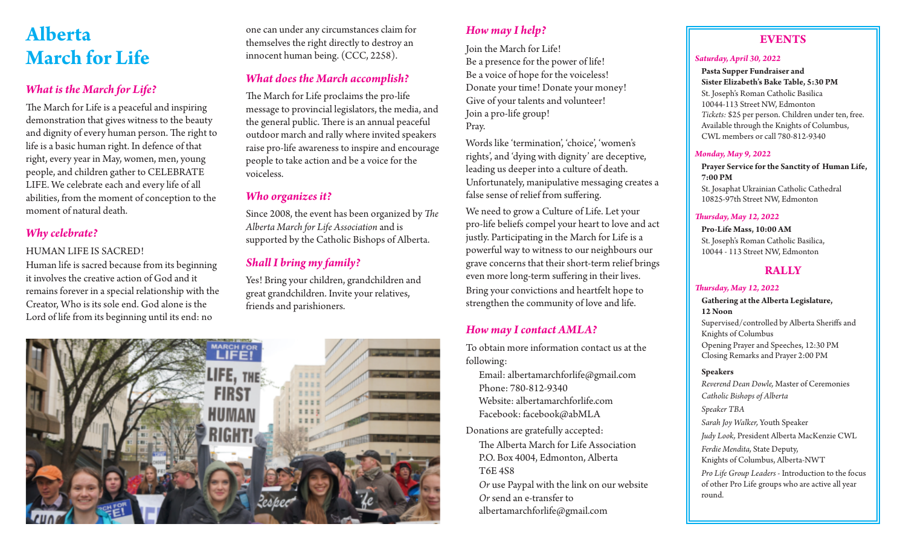# Alberta March for Life

## *What is the March for Life?*

The March for Life is a peaceful and inspiring demonstration that gives witness to the beauty and dignity of every human person. The right to life is a basic human right. In defence of that right, every year in May, women, men, young people, and children gather to CELEBRATE LIFE. We celebrate each and every life of all abilities, from the moment of conception to the moment of natural death.

## *Why celebrate?*

HUMAN LIFE IS SACRED!
Human life is sacred because from its beginning it involves the creative action of God and it remains forever in a special relationship with the Creator, Who is its sole end. God alone is the Lord of life from its beginning until its end: no one can under any circumstances claim for themselves the right directly to destroy an innocent human being. (CCC, 2258).

## *What does the March accomplish?*

The March for Life proclaims the pro-life message to provincial legislators, the media, and the general public. There is an annual peaceful outdoor march and rally where invited speakers raise pro-life awareness to inspire and encourage people to take action and be a voice for the voiceless.

## *Who organizes it?*

Since 2008, the event has been organized by *The Alberta March for Life Association* and is supported by the Catholic Bishops of Alberta.

## *Shall I bring my family?*

Yes! Bring your children, grandchildren and great grandchildren. Invite your relatives, friends and parishioners.

## *How may I help?*

Join the March for Life!
Be a presence for the power of life!
Be a voice of hope for the voiceless!
Donate your time! Donate your money!
Give of your talents and volunteer!
Join a pro-life group!
Pray.

Words like 'termination', 'choice', 'women's rights', and 'dying with dignity' are deceptive, leading us deeper into a culture of death. Unfortunately, manipulative messaging creates a false sense of relief from suffering.

We need to grow a Culture of Life. Let your pro-life beliefs compel your heart to love and act justly. Participating in the March for Life is a powerful way to witness to our neighbours our grave concerns that their short-term relief brings even more long-term suffering in their lives.

Bring your convictions and heartfelt hope to strengthen the community of love and life.

## *How may I contact AMLA?*

To obtain more information contact us at the following:

Email: albertamarchforlife@gmail.com
Phone: 780-812-9340
Website: albertamarchforlife.com
Facebook: facebook@abMLA

Donations are gratefully accepted:

The Alberta March for Life Association
P.O. Box 4004, Edmonton, Alberta
T6E 4S8
*Or* use Paypal with the link on our website
*Or* send an e-transfer to
albertamarchforlife@gmail.com

## EVENTS

***Saturday, April 30, 2022***

**Pasta Supper Fundraiser and Sister Elizabeth's Bake Table, 5:30 PM**
St. Joseph's Roman Catholic Basilica
10044-113 Street NW, Edmonton
*Tickets:* $25 per person. Children under ten, free.
Available through the Knights of Columbus, CWL members or call 780-812-9340

***Monday, May 9, 2022***

**Prayer Service for the Sanctity of Human Life, 7:00 PM**
St. Josaphat Ukrainian Catholic Cathedral
10825-97th Street NW, Edmonton

***Thursday, May 12, 2022***

**Pro-Life Mass, 10:00 AM**
St. Joseph's Roman Catholic Basilica,
10044 - 113 Street NW, Edmonton

## RALLY

***Thursday, May 12, 2022***

**Gathering at the Alberta Legislature, 12 Noon**
Supervised/controlled by Alberta Sheriffs and Knights of Columbus
Opening Prayer and Speeches, 12:30 PM
Closing Remarks and Prayer 2:00 PM

**Speakers**

*Reverend Dean Dowle,* Master of Ceremonies

*Catholic Bishops of Alberta*

*Speaker TBA*

*Sarah Joy Walker,* Youth Speaker

*Judy Look,* President Alberta MacKenzie CWL

*Ferdie Mendita,* State Deputy, Knights of Columbus, Alberta-NWT

*Pro Life Group Leaders* - Introduction to the focus of other Pro Life groups who are active all year round.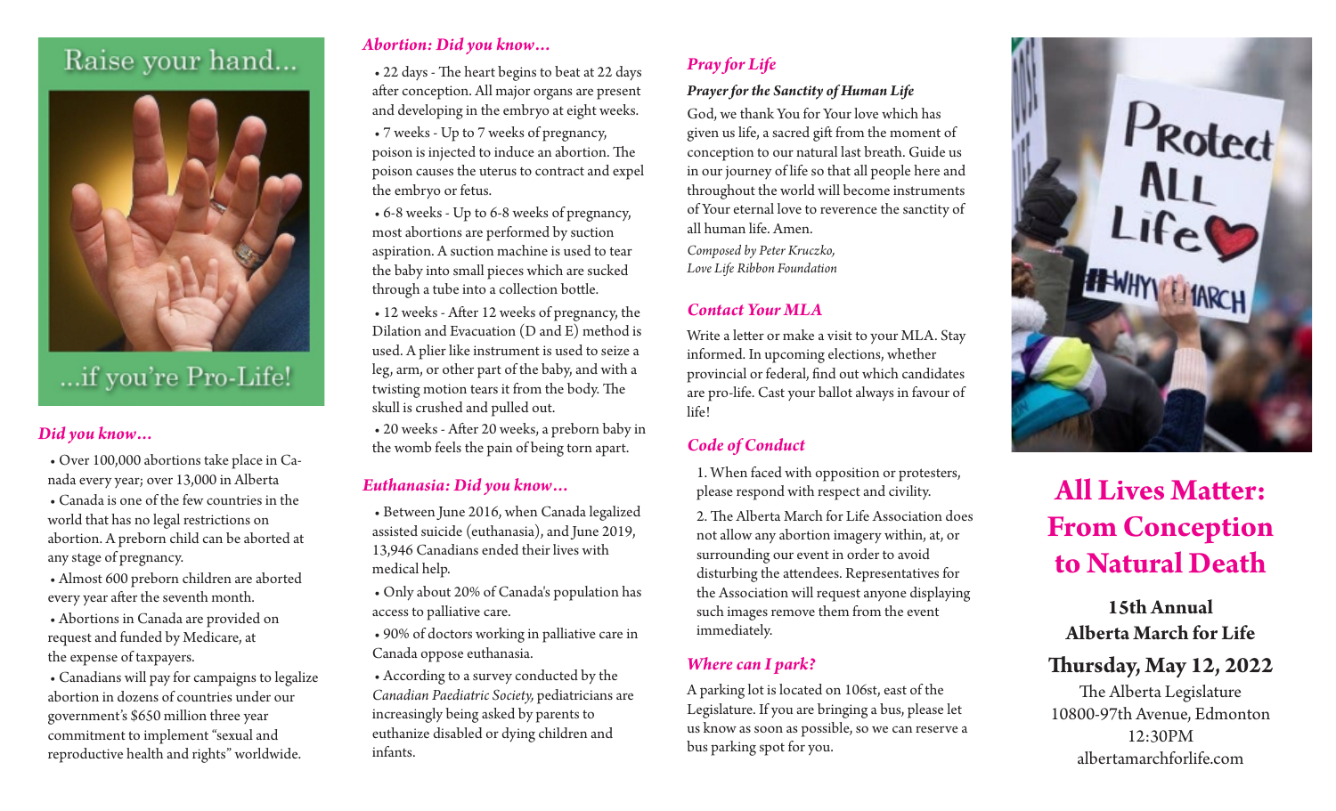Raise your hand...

...if you're Pro-Life!

## *Did you know…*

- Over 100,000 abortions take place in Canada every year; over 13,000 in Alberta
- Canada is one of the few countries in the world that has no legal restrictions on abortion. A preborn child can be aborted at any stage of pregnancy.
- Almost 600 preborn children are aborted every year after the seventh month.
- Abortions in Canada are provided on request and funded by Medicare, at the expense of taxpayers.
- Canadians will pay for campaigns to legalize abortion in dozens of countries under our government's $650 million three year commitment to implement "sexual and reproductive health and rights" worldwide.

## *Abortion: Did you know…*

- 22 days - The heart begins to beat at 22 days after conception. All major organs are present and developing in the embryo at eight weeks.
- 7 weeks - Up to 7 weeks of pregnancy, poison is injected to induce an abortion. The poison causes the uterus to contract and expel the embryo or fetus.
- 6-8 weeks - Up to 6-8 weeks of pregnancy, most abortions are performed by suction aspiration. A suction machine is used to tear the baby into small pieces which are sucked through a tube into a collection bottle.
- 12 weeks - After 12 weeks of pregnancy, the Dilation and Evacuation (D and E) method is used. A plier like instrument is used to seize a leg, arm, or other part of the baby, and with a twisting motion tears it from the body. The skull is crushed and pulled out.
- 20 weeks - After 20 weeks, a preborn baby in the womb feels the pain of being torn apart.

## *Euthanasia: Did you know…*

- Between June 2016, when Canada legalized assisted suicide (euthanasia), and June 2019, 13,946 Canadians ended their lives with medical help.
- Only about 20% of Canada's population has access to palliative care.
- 90% of doctors working in palliative care in Canada oppose euthanasia.
- According to a survey conducted by the *Canadian Paediatric Society,* pediatricians are increasingly being asked by parents to euthanize disabled or dying children and infants.

## *Pray for Life*

***Prayer for the Sanctity of Human Life***

God, we thank You for Your love which has given us life, a sacred gift from the moment of conception to our natural last breath. Guide us in our journey of life so that all people here and throughout the world will become instruments of Your eternal love to reverence the sanctity of all human life. Amen.

*Composed by Peter Kruczko,*
*Love Life Ribbon Foundation*

## *Contact Your MLA*

Write a letter or make a visit to your MLA. Stay informed. In upcoming elections, whether provincial or federal, find out which candidates are pro-life. Cast your ballot always in favour of life!

## *Code of Conduct*

1. When faced with opposition or protesters, please respond with respect and civility.
2. The Alberta March for Life Association does not allow any abortion imagery within, at, or surrounding our event in order to avoid disturbing the attendees. Representatives for the Association will request anyone displaying such images remove them from the event immediately.

## *Where can I park?*

A parking lot is located on 106st, east of the Legislature. If you are bringing a bus, please let us know as soon as possible, so we can reserve a bus parking spot for you.

# All Lives Matter: From Conception to Natural Death

**15th Annual**
**Alberta March for Life**

**Thursday, May 12, 2022**

The Alberta Legislature
10800-97th Avenue, Edmonton
12:30PM
albertamarchforlife.com